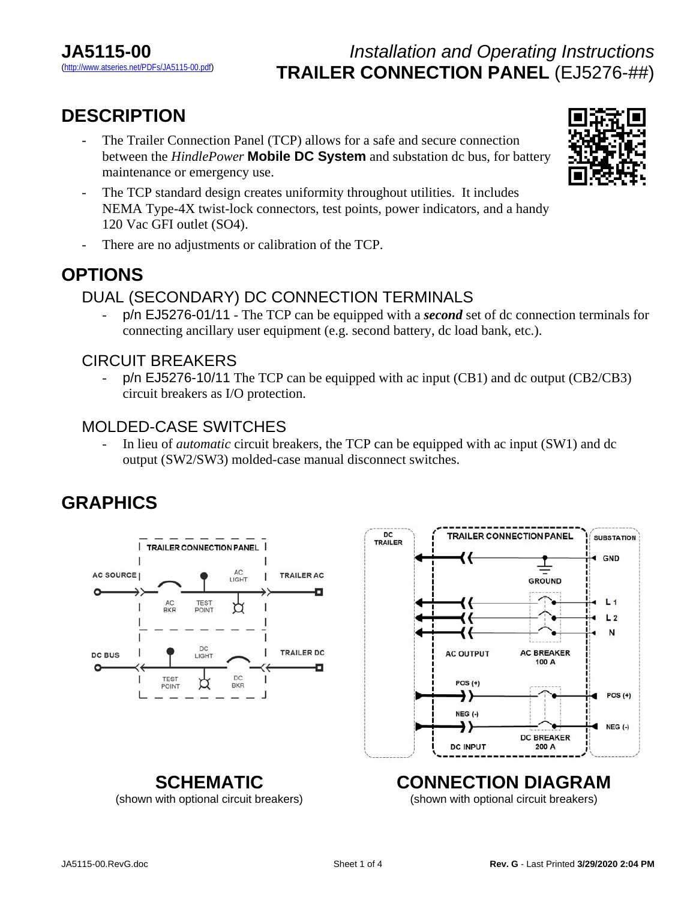# JA5115-00

(http://www.atseries.net/PDFs/JA5115-00.pdf)

*Installation and Operating Instructions*
**TRAILER CONNECTION PANEL** (EJ5276-##)

## DESCRIPTION

- The Trailer Connection Panel (TCP) allows for a safe and secure connection between the *HindlePower* **Mobile DC System** and substation dc bus, for battery maintenance or emergency use.
- The TCP standard design creates uniformity throughout utilities. It includes NEMA Type-4X twist-lock connectors, test points, power indicators, and a handy 120 Vac GFI outlet (SO4).
- There are no adjustments or calibration of the TCP.

## OPTIONS

### DUAL (SECONDARY) DC CONNECTION TERMINALS

- p/n EJ5276-01/11 - The TCP can be equipped with a ***second*** set of dc connection terminals for connecting ancillary user equipment (e.g. second battery, dc load bank, etc.).

### CIRCUIT BREAKERS

- p/n EJ5276-10/11 The TCP can be equipped with ac input (CB1) and dc output (CB2/CB3) circuit breakers as I/O protection.

### MOLDED-CASE SWITCHES

- In lieu of *automatic* circuit breakers, the TCP can be equipped with ac input (SW1) and dc output (SW2/SW3) molded-case manual disconnect switches.

## GRAPHICS

**SCHEMATIC**
(shown with optional circuit breakers)

**CONNECTION DIAGRAM**
(shown with optional circuit breakers)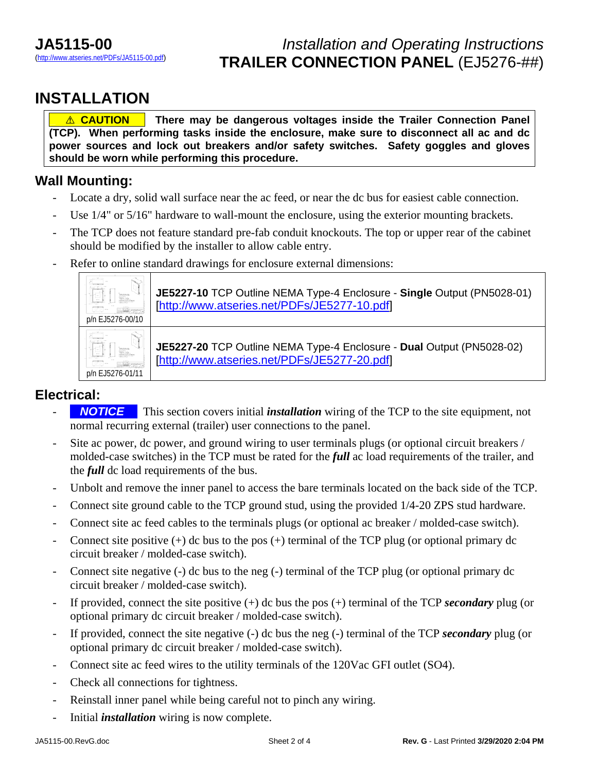**JA5115-00**
(http://www.atseries.net/PDFs/JA5115-00.pdf)

*Installation and Operating Instructions*
**TRAILER CONNECTION PANEL** (EJ5276-##)

# INSTALLATION

> **⚠ CAUTION** **There may be dangerous voltages inside the Trailer Connection Panel (TCP). When performing tasks inside the enclosure, make sure to disconnect all ac and dc power sources and lock out breakers and/or safety switches. Safety goggles and gloves should be worn while performing this procedure.**

## Wall Mounting:

- Locate a dry, solid wall surface near the ac feed, or near the dc bus for easiest cable connection.
- Use 1/4" or 5/16" hardware to wall-mount the enclosure, using the exterior mounting brackets.
- The TCP does not feature standard pre-fab conduit knockouts. The top or upper rear of the cabinet should be modified by the installer to allow cable entry.
- Refer to online standard drawings for enclosure external dimensions:

| | |
|---|---|
| p/n EJ5276-00/10 | **JE5227-10** TCP Outline NEMA Type-4 Enclosure - **Single** Output (PN5028-01) [http://www.atseries.net/PDFs/JE5277-10.pdf] |
| p/n EJ5276-01/11 | **JE5227-20** TCP Outline NEMA Type-4 Enclosure - **Dual** Output (PN5028-02) [http://www.atseries.net/PDFs/JE5277-20.pdf] |

## Electrical:

- ***NOTICE*** This section covers initial ***installation*** wiring of the TCP to the site equipment, not normal recurring external (trailer) user connections to the panel.
- Site ac power, dc power, and ground wiring to user terminals plugs (or optional circuit breakers / molded-case switches) in the TCP must be rated for the ***full*** ac load requirements of the trailer, and the ***full*** dc load requirements of the bus.
- Unbolt and remove the inner panel to access the bare terminals located on the back side of the TCP.
- Connect site ground cable to the TCP ground stud, using the provided 1/4-20 ZPS stud hardware.
- Connect site ac feed cables to the terminals plugs (or optional ac breaker / molded-case switch).
- Connect site positive (+) dc bus to the pos (+) terminal of the TCP plug (or optional primary dc circuit breaker / molded-case switch).
- Connect site negative (-) dc bus to the neg (-) terminal of the TCP plug (or optional primary dc circuit breaker / molded-case switch).
- If provided, connect the site positive (+) dc bus the pos (+) terminal of the TCP ***secondary*** plug (or optional primary dc circuit breaker / molded-case switch).
- If provided, connect the site negative (-) dc bus the neg (-) terminal of the TCP ***secondary*** plug (or optional primary dc circuit breaker / molded-case switch).
- Connect site ac feed wires to the utility terminals of the 120Vac GFI outlet (SO4).
- Check all connections for tightness.
- Reinstall inner panel while being careful not to pinch any wiring.
- Initial ***installation*** wiring is now complete.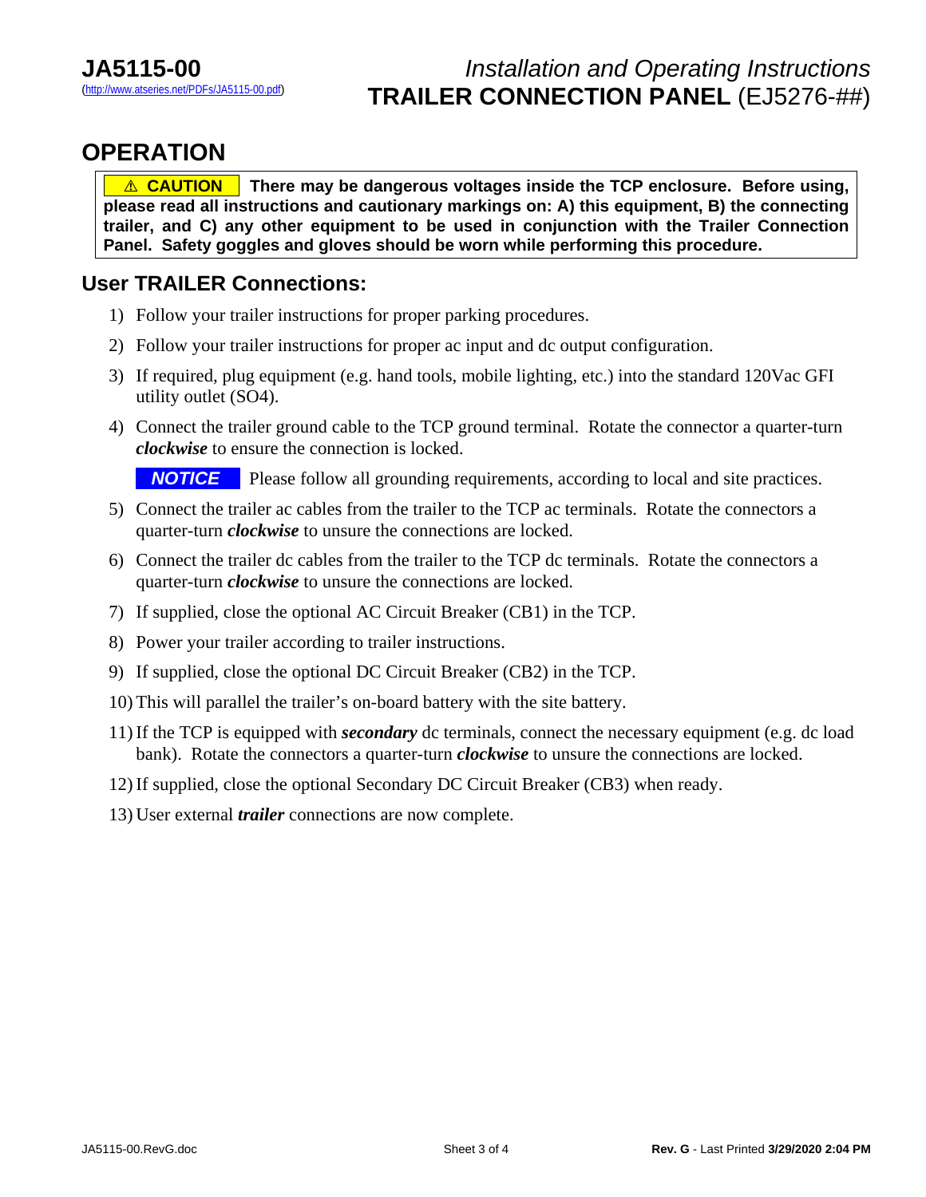# OPERATION

> **⚠ CAUTION** **There may be dangerous voltages inside the TCP enclosure. Before using, please read all instructions and cautionary markings on: A) this equipment, B) the connecting trailer, and C) any other equipment to be used in conjunction with the Trailer Connection Panel. Safety goggles and gloves should be worn while performing this procedure.**

## User TRAILER Connections:

1) Follow your trailer instructions for proper parking procedures.
2) Follow your trailer instructions for proper ac input and dc output configuration.
3) If required, plug equipment (e.g. hand tools, mobile lighting, etc.) into the standard 120Vac GFI utility outlet (SO4).
4) Connect the trailer ground cable to the TCP ground terminal. Rotate the connector a quarter-turn ***clockwise*** to ensure the connection is locked.

   ***NOTICE*** Please follow all grounding requirements, according to local and site practices.

5) Connect the trailer ac cables from the trailer to the TCP ac terminals. Rotate the connectors a quarter-turn ***clockwise*** to unsure the connections are locked.
6) Connect the trailer dc cables from the trailer to the TCP dc terminals. Rotate the connectors a quarter-turn ***clockwise*** to unsure the connections are locked.
7) If supplied, close the optional AC Circuit Breaker (CB1) in the TCP.
8) Power your trailer according to trailer instructions.
9) If supplied, close the optional DC Circuit Breaker (CB2) in the TCP.
10) This will parallel the trailer's on-board battery with the site battery.
11) If the TCP is equipped with ***secondary*** dc terminals, connect the necessary equipment (e.g. dc load bank). Rotate the connectors a quarter-turn ***clockwise*** to unsure the connections are locked.
12) If supplied, close the optional Secondary DC Circuit Breaker (CB3) when ready.
13) User external ***trailer*** connections are now complete.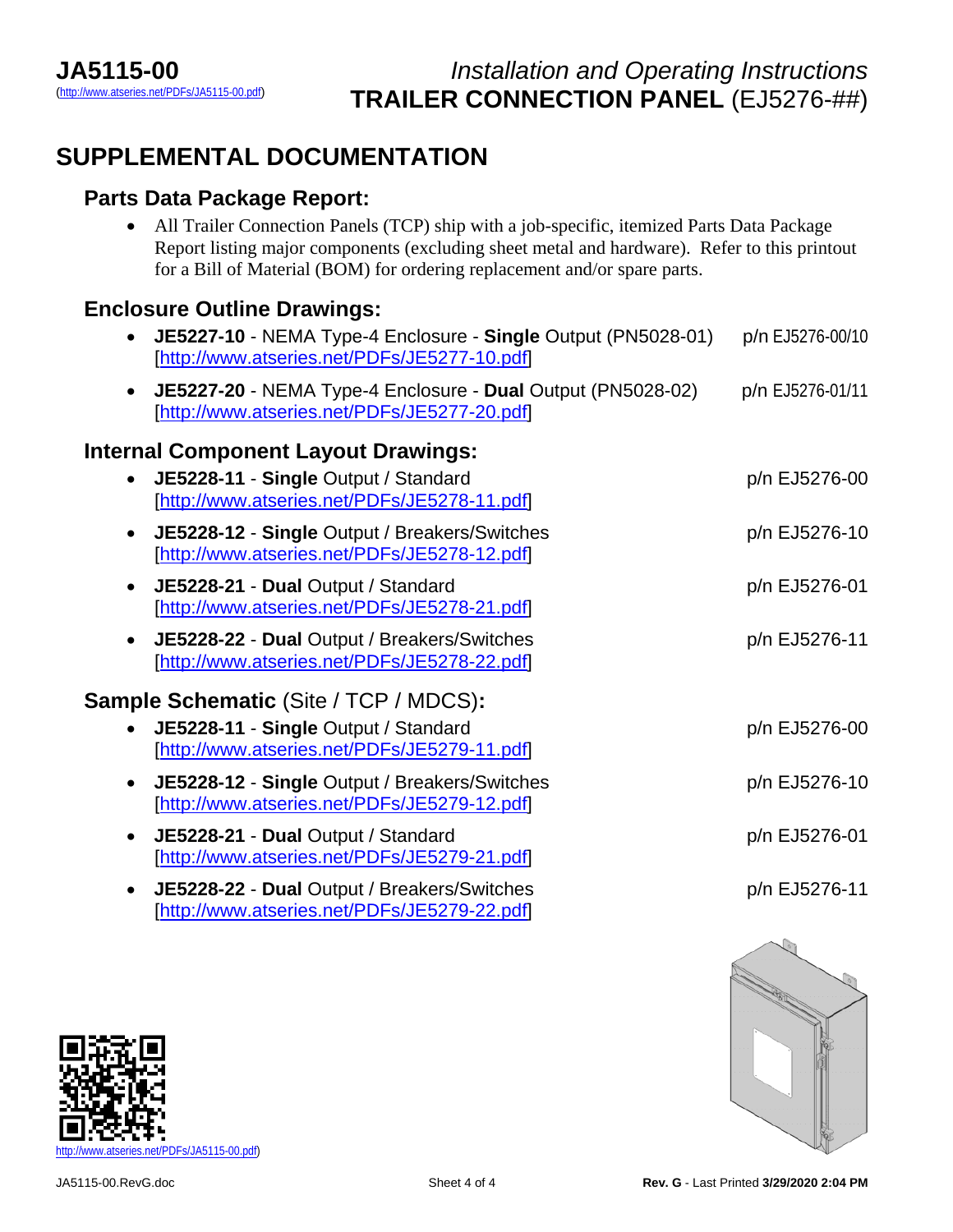# SUPPLEMENTAL DOCUMENTATION

## Parts Data Package Report:

- All Trailer Connection Panels (TCP) ship with a job-specific, itemized Parts Data Package Report listing major components (excluding sheet metal and hardware). Refer to this printout for a Bill of Material (BOM) for ordering replacement and/or spare parts.

## Enclosure Outline Drawings:

- **JE5227-10** - NEMA Type-4 Enclosure - **Single** Output (PN5028-01) p/n EJ5276-00/10
  [http://www.atseries.net/PDFs/JE5277-10.pdf]
- **JE5227-20** - NEMA Type-4 Enclosure - **Dual** Output (PN5028-02) p/n EJ5276-01/11
  [http://www.atseries.net/PDFs/JE5277-20.pdf]

## Internal Component Layout Drawings:

- **JE5228-11** - **Single** Output / Standard p/n EJ5276-00
  [http://www.atseries.net/PDFs/JE5278-11.pdf]
- **JE5228-12** - **Single** Output / Breakers/Switches p/n EJ5276-10
  [http://www.atseries.net/PDFs/JE5278-12.pdf]
- **JE5228-21** - **Dual** Output / Standard p/n EJ5276-01
  [http://www.atseries.net/PDFs/JE5278-21.pdf]
- **JE5228-22** - **Dual** Output / Breakers/Switches p/n EJ5276-11
  [http://www.atseries.net/PDFs/JE5278-22.pdf]

## Sample Schematic (Site / TCP / MDCS):

- **JE5228-11** - **Single** Output / Standard p/n EJ5276-00
  [http://www.atseries.net/PDFs/JE5279-11.pdf]
- **JE5228-12** - **Single** Output / Breakers/Switches p/n EJ5276-10
  [http://www.atseries.net/PDFs/JE5279-12.pdf]
- **JE5228-21** - **Dual** Output / Standard p/n EJ5276-01
  [http://www.atseries.net/PDFs/JE5279-21.pdf]
- **JE5228-22** - **Dual** Output / Breakers/Switches p/n EJ5276-11
  [http://www.atseries.net/PDFs/JE5279-22.pdf]

http://www.atseries.net/PDFs/JA5115-00.pdf)